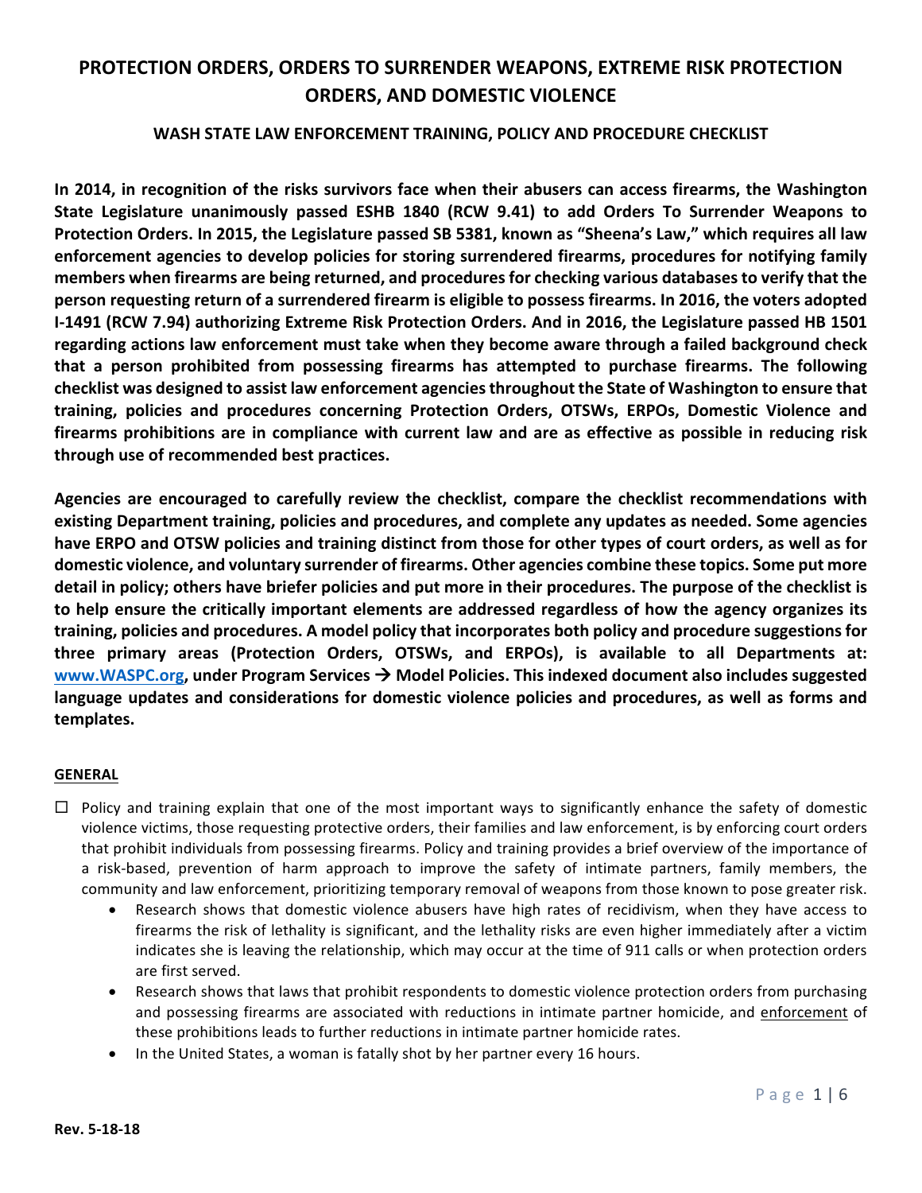# PROTECTION ORDERS, ORDERS TO SURRENDER WEAPONS, EXTREME RISK PROTECTION ORDERS, AND DOMESTIC VIOLENCE

## WASH STATE LAW ENFORCEMENT TRAINING, POLICY AND PROCEDURE CHECKLIST

**In 2014, in recognition of the risks survivors face when their abusers can access firearms, the Washington State Legislature unanimously passed ESHB 1840 (RCW 9.41) to add Orders To Surrender Weapons to Protection Orders. In 2015, the Legislature passed SB 5381, known as "Sheena's Law," which requires all law enforcement agencies to develop policies for storing surrendered firearms, procedures for notifying family members when firearms are being returned, and procedures for checking various databases to verify that the person requesting return of a surrendered firearm is eligible to possess firearms. In 2016, the voters adopted I-1491 (RCW 7.94) authorizing Extreme Risk Protection Orders. And in 2016, the Legislature passed HB 1501 regarding actions law enforcement must take when they become aware through a failed background check that a person prohibited from possessing firearms has attempted to purchase firearms. The following checklist was designed to assist law enforcement agencies throughout the State of Washington to ensure that training, policies and procedures concerning Protection Orders, OTSWs, ERPOs, Domestic Violence and firearms prohibitions are in compliance with current law and are as effective as possible in reducing risk through use of recommended best practices.**

**Agencies are encouraged to carefully review the checklist, compare the checklist recommendations with existing Department training, policies and procedures, and complete any updates as needed. Some agencies have ERPO and OTSW policies and training distinct from those for other types of court orders, as well as for domestic violence, and voluntary surrender of firearms. Other agencies combine these topics. Some put more detail in policy; others have briefer policies and put more in their procedures. The purpose of the checklist is to help ensure the critically important elements are addressed regardless of how the agency organizes its training, policies and procedures. A model policy that incorporates both policy and procedure suggestions for three primary areas (Protection Orders, OTSWs, and ERPOs), is available to all Departments at: [www.WASPC.org](http://www.WASPC.org), under Program Services → Model Policies. This indexed document also includes suggested language updates and considerations for domestic violence policies and procedures, as well as forms and templates.**

### GENERAL

- ☐ Policy and training explain that one of the most important ways to significantly enhance the safety of domestic violence victims, those requesting protective orders, their families and law enforcement, is by enforcing court orders that prohibit individuals from possessing firearms. Policy and training provides a brief overview of the importance of a risk-based, prevention of harm approach to improve the safety of intimate partners, family members, the community and law enforcement, prioritizing temporary removal of weapons from those known to pose greater risk.
  - Research shows that domestic violence abusers have high rates of recidivism, when they have access to firearms the risk of lethality is significant, and the lethality risks are even higher immediately after a victim indicates she is leaving the relationship, which may occur at the time of 911 calls or when protection orders are first served.
  - Research shows that laws that prohibit respondents to domestic violence protection orders from purchasing and possessing firearms are associated with reductions in intimate partner homicide, and <u>enforcement</u> of these prohibitions leads to further reductions in intimate partner homicide rates.
  - In the United States, a woman is fatally shot by her partner every 16 hours.

Rev. 5-18-18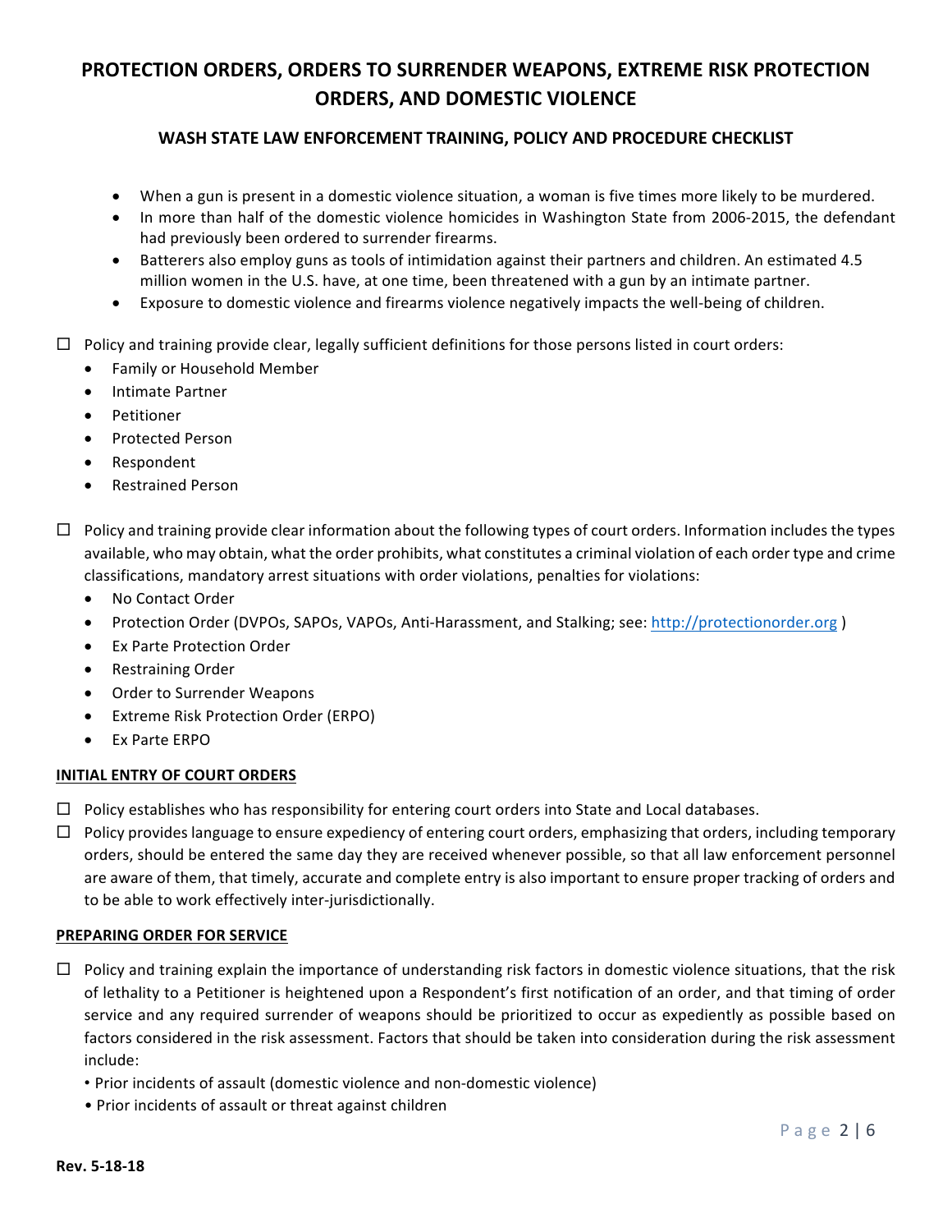# PROTECTION ORDERS, ORDERS TO SURRENDER WEAPONS, EXTREME RISK PROTECTION ORDERS, AND DOMESTIC VIOLENCE

## WASH STATE LAW ENFORCEMENT TRAINING, POLICY AND PROCEDURE CHECKLIST

- When a gun is present in a domestic violence situation, a woman is five times more likely to be murdered.
- In more than half of the domestic violence homicides in Washington State from 2006-2015, the defendant had previously been ordered to surrender firearms.
- Batterers also employ guns as tools of intimidation against their partners and children. An estimated 4.5 million women in the U.S. have, at one time, been threatened with a gun by an intimate partner.
- Exposure to domestic violence and firearms violence negatively impacts the well-being of children.

☐ Policy and training provide clear, legally sufficient definitions for those persons listed in court orders:

- Family or Household Member
- Intimate Partner
- Petitioner
- Protected Person
- Respondent
- Restrained Person

☐ Policy and training provide clear information about the following types of court orders. Information includes the types available, who may obtain, what the order prohibits, what constitutes a criminal violation of each order type and crime classifications, mandatory arrest situations with order violations, penalties for violations:

- No Contact Order
- Protection Order (DVPOs, SAPOs, VAPOs, Anti-Harassment, and Stalking; see: http://protectionorder.org )
- Ex Parte Protection Order
- Restraining Order
- Order to Surrender Weapons
- Extreme Risk Protection Order (ERPO)
- Ex Parte ERPO

**INITIAL ENTRY OF COURT ORDERS**

☐ Policy establishes who has responsibility for entering court orders into State and Local databases.

☐ Policy provides language to ensure expediency of entering court orders, emphasizing that orders, including temporary orders, should be entered the same day they are received whenever possible, so that all law enforcement personnel are aware of them, that timely, accurate and complete entry is also important to ensure proper tracking of orders and to be able to work effectively inter-jurisdictionally.

**PREPARING ORDER FOR SERVICE**

☐ Policy and training explain the importance of understanding risk factors in domestic violence situations, that the risk of lethality to a Petitioner is heightened upon a Respondent's first notification of an order, and that timing of order service and any required surrender of weapons should be prioritized to occur as expediently as possible based on factors considered in the risk assessment. Factors that should be taken into consideration during the risk assessment include:

- Prior incidents of assault (domestic violence and non-domestic violence)
- Prior incidents of assault or threat against children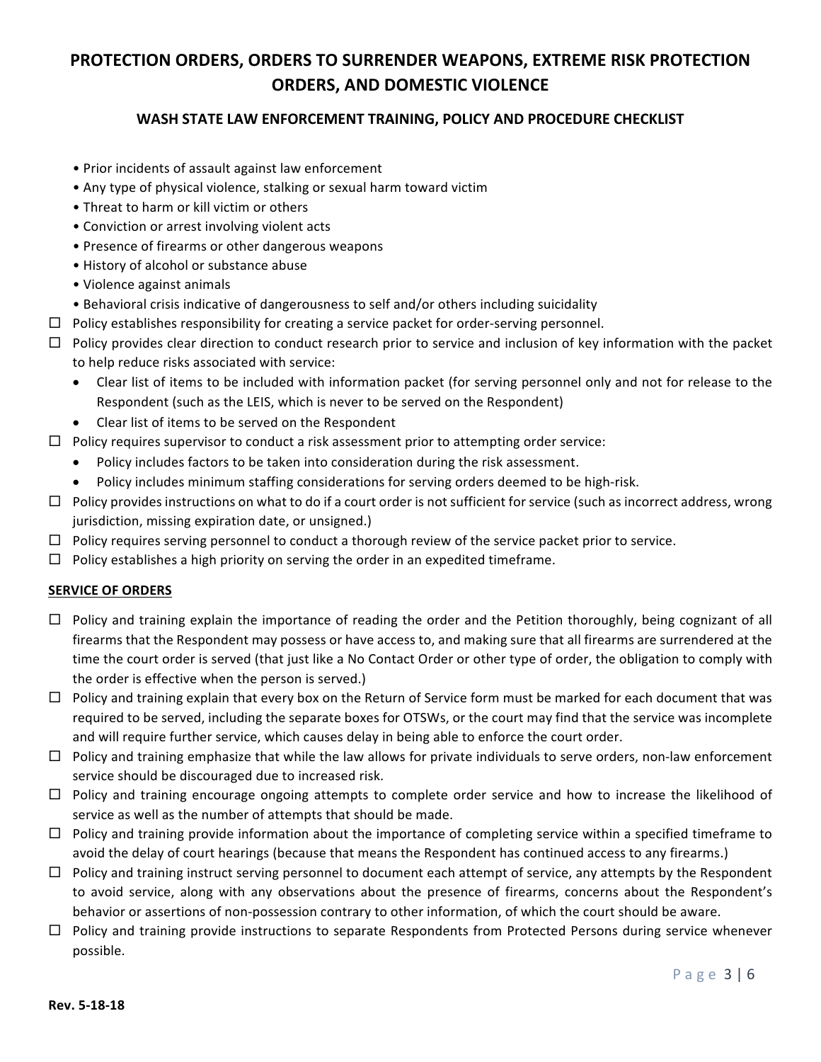# PROTECTION ORDERS, ORDERS TO SURRENDER WEAPONS, EXTREME RISK PROTECTION ORDERS, AND DOMESTIC VIOLENCE

## WASH STATE LAW ENFORCEMENT TRAINING, POLICY AND PROCEDURE CHECKLIST

- Prior incidents of assault against law enforcement
- Any type of physical violence, stalking or sexual harm toward victim
- Threat to harm or kill victim or others
- Conviction or arrest involving violent acts
- Presence of firearms or other dangerous weapons
- History of alcohol or substance abuse
- Violence against animals
- Behavioral crisis indicative of dangerousness to self and/or others including suicidality

- ☐ Policy establishes responsibility for creating a service packet for order-serving personnel.
- ☐ Policy provides clear direction to conduct research prior to service and inclusion of key information with the packet to help reduce risks associated with service:
  - Clear list of items to be included with information packet (for serving personnel only and not for release to the Respondent (such as the LEIS, which is never to be served on the Respondent)
  - Clear list of items to be served on the Respondent
- ☐ Policy requires supervisor to conduct a risk assessment prior to attempting order service:
  - Policy includes factors to be taken into consideration during the risk assessment.
  - Policy includes minimum staffing considerations for serving orders deemed to be high-risk.
- ☐ Policy provides instructions on what to do if a court order is not sufficient for service (such as incorrect address, wrong jurisdiction, missing expiration date, or unsigned.)
- ☐ Policy requires serving personnel to conduct a thorough review of the service packet prior to service.
- ☐ Policy establishes a high priority on serving the order in an expedited timeframe.

**SERVICE OF ORDERS**

- ☐ Policy and training explain the importance of reading the order and the Petition thoroughly, being cognizant of all firearms that the Respondent may possess or have access to, and making sure that all firearms are surrendered at the time the court order is served (that just like a No Contact Order or other type of order, the obligation to comply with the order is effective when the person is served.)
- ☐ Policy and training explain that every box on the Return of Service form must be marked for each document that was required to be served, including the separate boxes for OTSWs, or the court may find that the service was incomplete and will require further service, which causes delay in being able to enforce the court order.
- ☐ Policy and training emphasize that while the law allows for private individuals to serve orders, non-law enforcement service should be discouraged due to increased risk.
- ☐ Policy and training encourage ongoing attempts to complete order service and how to increase the likelihood of service as well as the number of attempts that should be made.
- ☐ Policy and training provide information about the importance of completing service within a specified timeframe to avoid the delay of court hearings (because that means the Respondent has continued access to any firearms.)
- ☐ Policy and training instruct serving personnel to document each attempt of service, any attempts by the Respondent to avoid service, along with any observations about the presence of firearms, concerns about the Respondent's behavior or assertions of non-possession contrary to other information, of which the court should be aware.
- ☐ Policy and training provide instructions to separate Respondents from Protected Persons during service whenever possible.

**Rev. 5-18-18**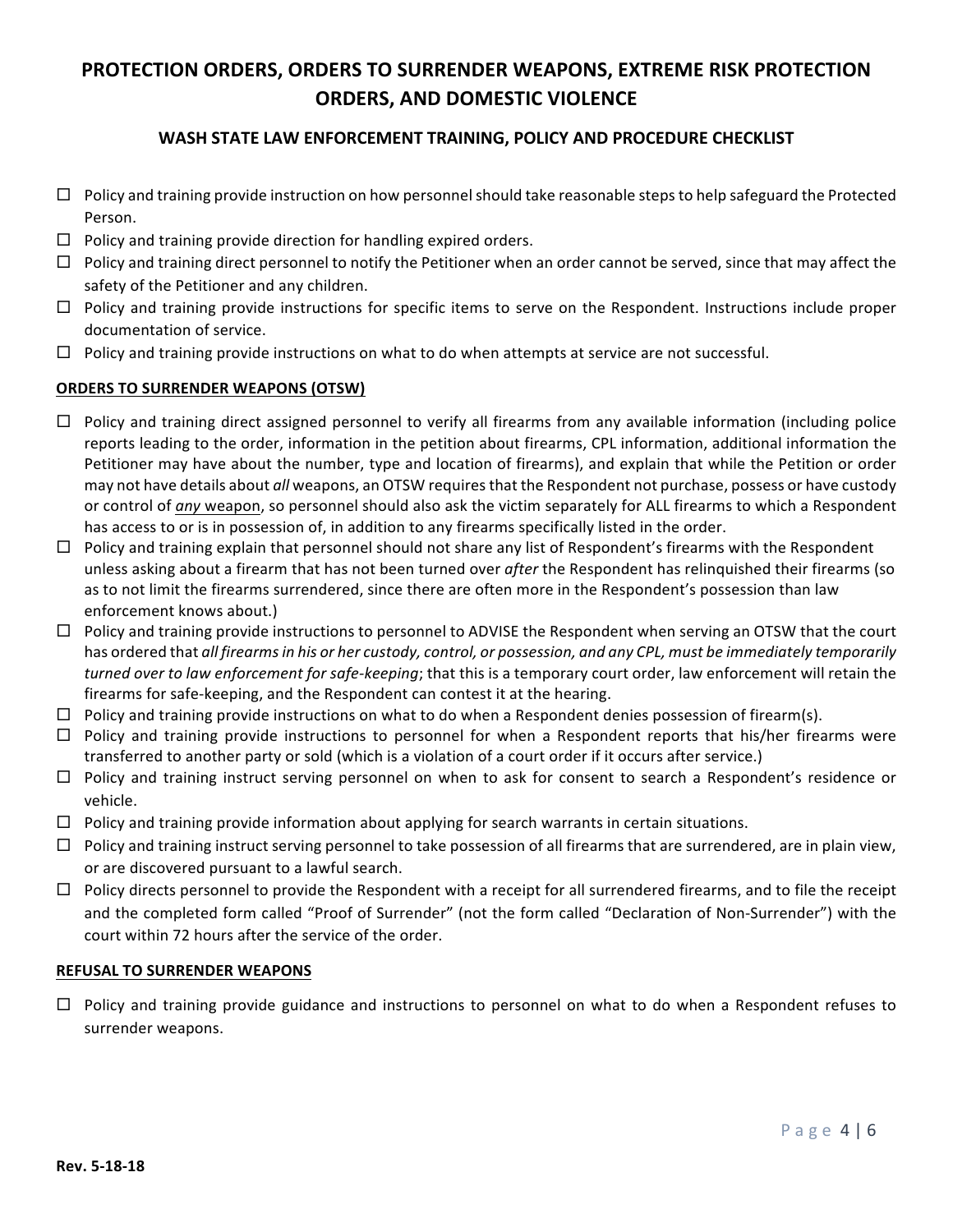# PROTECTION ORDERS, ORDERS TO SURRENDER WEAPONS, EXTREME RISK PROTECTION ORDERS, AND DOMESTIC VIOLENCE

## WASH STATE LAW ENFORCEMENT TRAINING, POLICY AND PROCEDURE CHECKLIST

- ☐ Policy and training provide instruction on how personnel should take reasonable steps to help safeguard the Protected Person.
- ☐ Policy and training provide direction for handling expired orders.
- ☐ Policy and training direct personnel to notify the Petitioner when an order cannot be served, since that may affect the safety of the Petitioner and any children.
- ☐ Policy and training provide instructions for specific items to serve on the Respondent. Instructions include proper documentation of service.
- ☐ Policy and training provide instructions on what to do when attempts at service are not successful.

**<u>ORDERS TO SURRENDER WEAPONS (OTSW)</u>**

- ☐ Policy and training direct assigned personnel to verify all firearms from any available information (including police reports leading to the order, information in the petition about firearms, CPL information, additional information the Petitioner may have about the number, type and location of firearms), and explain that while the Petition or order may not have details about *all* weapons, an OTSW requires that the Respondent not purchase, possess or have custody or control of ***<u>any</u>*** <u>weapon</u>, so personnel should also ask the victim separately for ALL firearms to which a Respondent has access to or is in possession of, in addition to any firearms specifically listed in the order.
- ☐ Policy and training explain that personnel should not share any list of Respondent's firearms with the Respondent unless asking about a firearm that has not been turned over *after* the Respondent has relinquished their firearms (so as to not limit the firearms surrendered, since there are often more in the Respondent's possession than law enforcement knows about.)
- ☐ Policy and training provide instructions to personnel to ADVISE the Respondent when serving an OTSW that the court has ordered that *all firearms in his or her custody, control, or possession, and any CPL, must be immediately temporarily turned over to law enforcement for safe-keeping*; that this is a temporary court order, law enforcement will retain the firearms for safe-keeping, and the Respondent can contest it at the hearing.
- ☐ Policy and training provide instructions on what to do when a Respondent denies possession of firearm(s).
- ☐ Policy and training provide instructions to personnel for when a Respondent reports that his/her firearms were transferred to another party or sold (which is a violation of a court order if it occurs after service.)
- ☐ Policy and training instruct serving personnel on when to ask for consent to search a Respondent's residence or vehicle.
- ☐ Policy and training provide information about applying for search warrants in certain situations.
- ☐ Policy and training instruct serving personnel to take possession of all firearms that are surrendered, are in plain view, or are discovered pursuant to a lawful search.
- ☐ Policy directs personnel to provide the Respondent with a receipt for all surrendered firearms, and to file the receipt and the completed form called "Proof of Surrender" (not the form called "Declaration of Non-Surrender") with the court within 72 hours after the service of the order.

**<u>REFUSAL TO SURRENDER WEAPONS</u>**

- ☐ Policy and training provide guidance and instructions to personnel on what to do when a Respondent refuses to surrender weapons.

**Rev. 5-18-18**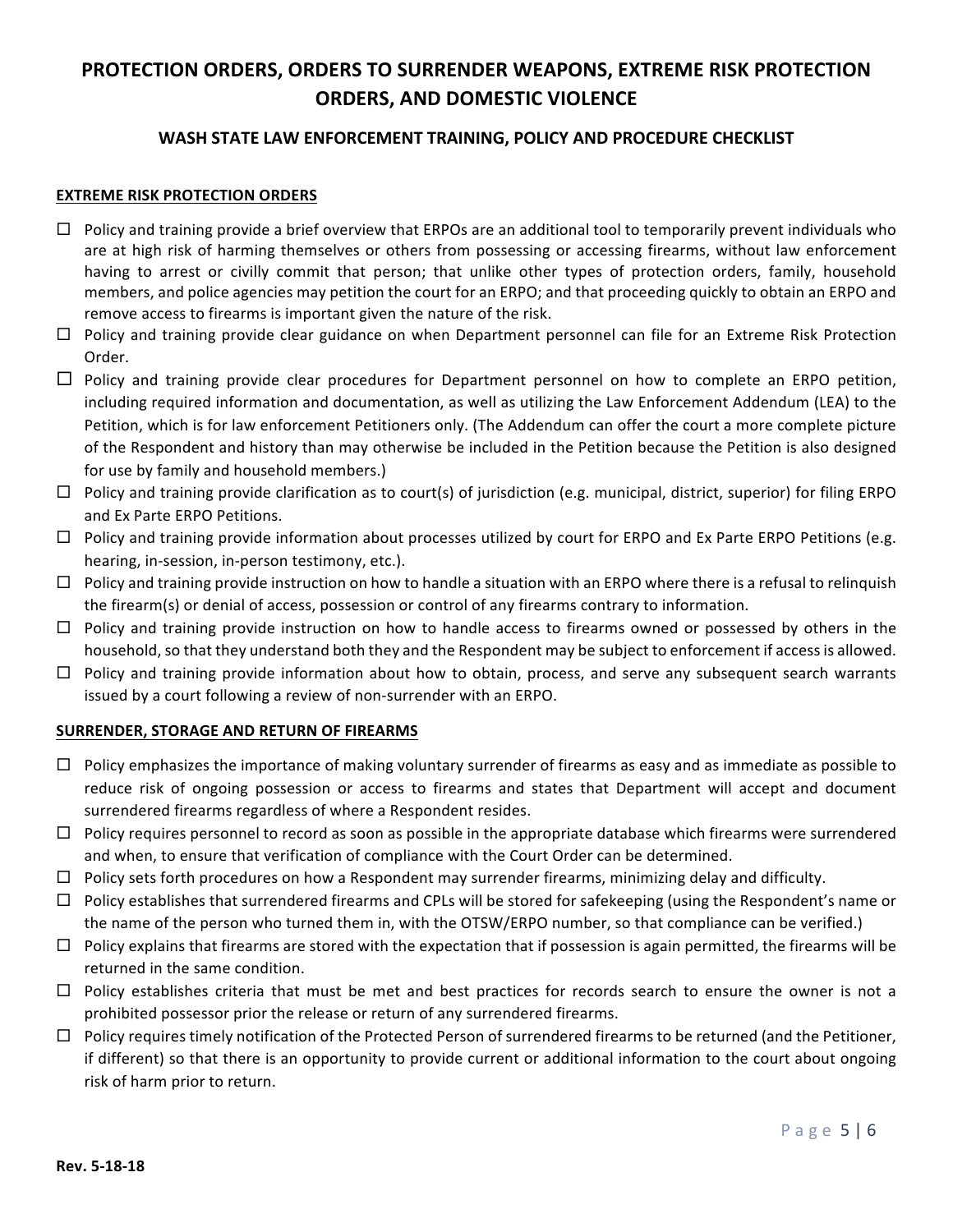# PROTECTION ORDERS, ORDERS TO SURRENDER WEAPONS, EXTREME RISK PROTECTION ORDERS, AND DOMESTIC VIOLENCE

## WASH STATE LAW ENFORCEMENT TRAINING, POLICY AND PROCEDURE CHECKLIST

### EXTREME RISK PROTECTION ORDERS

- ☐ Policy and training provide a brief overview that ERPOs are an additional tool to temporarily prevent individuals who are at high risk of harming themselves or others from possessing or accessing firearms, without law enforcement having to arrest or civilly commit that person; that unlike other types of protection orders, family, household members, and police agencies may petition the court for an ERPO; and that proceeding quickly to obtain an ERPO and remove access to firearms is important given the nature of the risk.
- ☐ Policy and training provide clear guidance on when Department personnel can file for an Extreme Risk Protection Order.
- ☐ Policy and training provide clear procedures for Department personnel on how to complete an ERPO petition, including required information and documentation, as well as utilizing the Law Enforcement Addendum (LEA) to the Petition, which is for law enforcement Petitioners only. (The Addendum can offer the court a more complete picture of the Respondent and history than may otherwise be included in the Petition because the Petition is also designed for use by family and household members.)
- ☐ Policy and training provide clarification as to court(s) of jurisdiction (e.g. municipal, district, superior) for filing ERPO and Ex Parte ERPO Petitions.
- ☐ Policy and training provide information about processes utilized by court for ERPO and Ex Parte ERPO Petitions (e.g. hearing, in-session, in-person testimony, etc.).
- ☐ Policy and training provide instruction on how to handle a situation with an ERPO where there is a refusal to relinquish the firearm(s) or denial of access, possession or control of any firearms contrary to information.
- ☐ Policy and training provide instruction on how to handle access to firearms owned or possessed by others in the household, so that they understand both they and the Respondent may be subject to enforcement if access is allowed.
- ☐ Policy and training provide information about how to obtain, process, and serve any subsequent search warrants issued by a court following a review of non-surrender with an ERPO.

### SURRENDER, STORAGE AND RETURN OF FIREARMS

- ☐ Policy emphasizes the importance of making voluntary surrender of firearms as easy and as immediate as possible to reduce risk of ongoing possession or access to firearms and states that Department will accept and document surrendered firearms regardless of where a Respondent resides.
- ☐ Policy requires personnel to record as soon as possible in the appropriate database which firearms were surrendered and when, to ensure that verification of compliance with the Court Order can be determined.
- ☐ Policy sets forth procedures on how a Respondent may surrender firearms, minimizing delay and difficulty.
- ☐ Policy establishes that surrendered firearms and CPLs will be stored for safekeeping (using the Respondent's name or the name of the person who turned them in, with the OTSW/ERPO number, so that compliance can be verified.)
- ☐ Policy explains that firearms are stored with the expectation that if possession is again permitted, the firearms will be returned in the same condition.
- ☐ Policy establishes criteria that must be met and best practices for records search to ensure the owner is not a prohibited possessor prior the release or return of any surrendered firearms.
- ☐ Policy requires timely notification of the Protected Person of surrendered firearms to be returned (and the Petitioner, if different) so that there is an opportunity to provide current or additional information to the court about ongoing risk of harm prior to return.

**Rev. 5-18-18**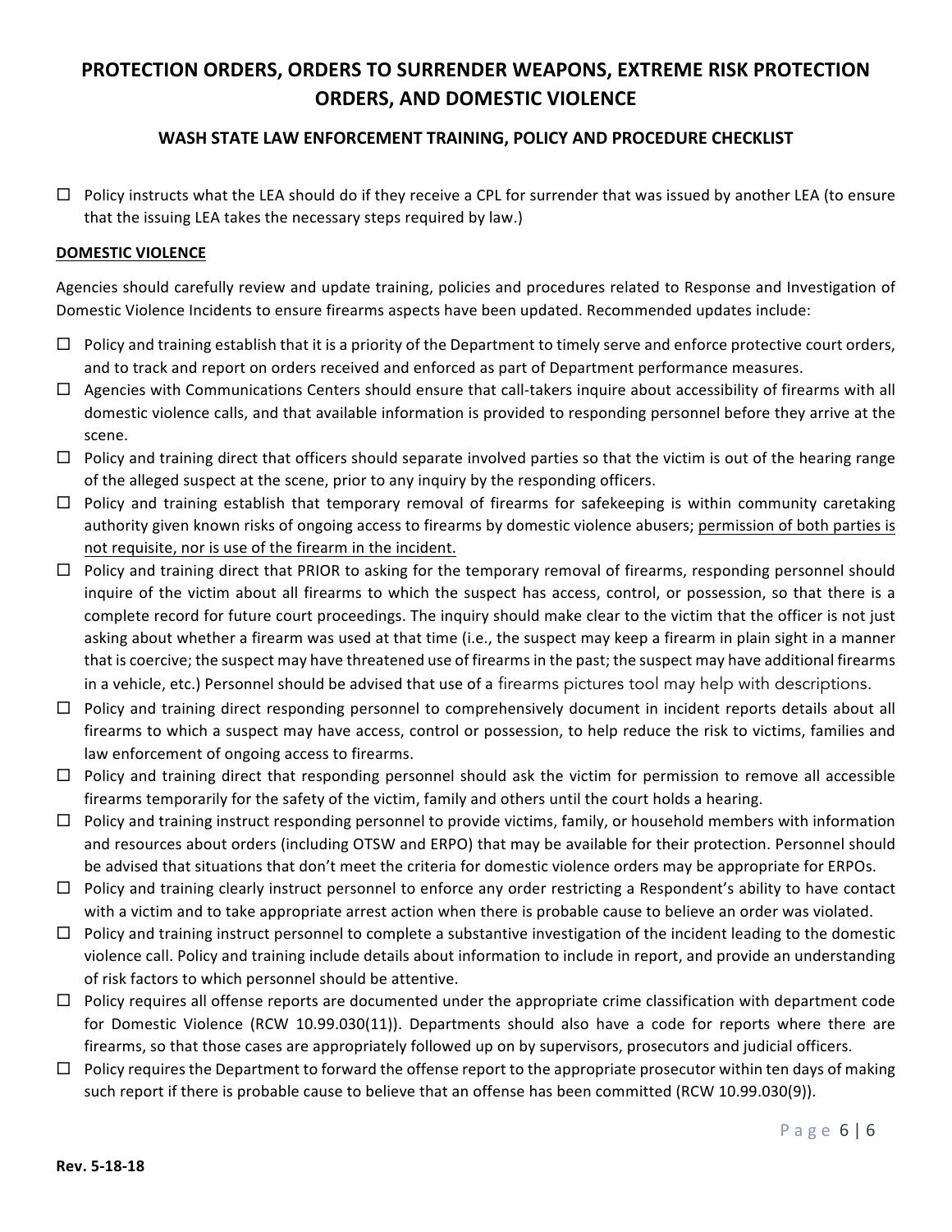# PROTECTION ORDERS, ORDERS TO SURRENDER WEAPONS, EXTREME RISK PROTECTION ORDERS, AND DOMESTIC VIOLENCE

## WASH STATE LAW ENFORCEMENT TRAINING, POLICY AND PROCEDURE CHECKLIST

- ☐ Policy instructs what the LEA should do if they receive a CPL for surrender that was issued by another LEA (to ensure that the issuing LEA takes the necessary steps required by law.)

**DOMESTIC VIOLENCE**

Agencies should carefully review and update training, policies and procedures related to Response and Investigation of Domestic Violence Incidents to ensure firearms aspects have been updated. Recommended updates include:

- ☐ Policy and training establish that it is a priority of the Department to timely serve and enforce protective court orders, and to track and report on orders received and enforced as part of Department performance measures.
- ☐ Agencies with Communications Centers should ensure that call-takers inquire about accessibility of firearms with all domestic violence calls, and that available information is provided to responding personnel before they arrive at the scene.
- ☐ Policy and training direct that officers should separate involved parties so that the victim is out of the hearing range of the alleged suspect at the scene, prior to any inquiry by the responding officers.
- ☐ Policy and training establish that temporary removal of firearms for safekeeping is within community caretaking authority given known risks of ongoing access to firearms by domestic violence abusers; <u>permission of both parties is not requisite, nor is use of the firearm in the incident.</u>
- ☐ Policy and training direct that PRIOR to asking for the temporary removal of firearms, responding personnel should inquire of the victim about all firearms to which the suspect has access, control, or possession, so that there is a complete record for future court proceedings. The inquiry should make clear to the victim that the officer is not just asking about whether a firearm was used at that time (i.e., the suspect may keep a firearm in plain sight in a manner that is coercive; the suspect may have threatened use of firearms in the past; the suspect may have additional firearms in a vehicle, etc.) Personnel should be advised that use of a firearms pictures tool may help with descriptions.
- ☐ Policy and training direct responding personnel to comprehensively document in incident reports details about all firearms to which a suspect may have access, control or possession, to help reduce the risk to victims, families and law enforcement of ongoing access to firearms.
- ☐ Policy and training direct that responding personnel should ask the victim for permission to remove all accessible firearms temporarily for the safety of the victim, family and others until the court holds a hearing.
- ☐ Policy and training instruct responding personnel to provide victims, family, or household members with information and resources about orders (including OTSW and ERPO) that may be available for their protection. Personnel should be advised that situations that don't meet the criteria for domestic violence orders may be appropriate for ERPOs.
- ☐ Policy and training clearly instruct personnel to enforce any order restricting a Respondent's ability to have contact with a victim and to take appropriate arrest action when there is probable cause to believe an order was violated.
- ☐ Policy and training instruct personnel to complete a substantive investigation of the incident leading to the domestic violence call. Policy and training include details about information to include in report, and provide an understanding of risk factors to which personnel should be attentive.
- ☐ Policy requires all offense reports are documented under the appropriate crime classification with department code for Domestic Violence (RCW 10.99.030(11)). Departments should also have a code for reports where there are firearms, so that those cases are appropriately followed up on by supervisors, prosecutors and judicial officers.
- ☐ Policy requires the Department to forward the offense report to the appropriate prosecutor within ten days of making such report if there is probable cause to believe that an offense has been committed (RCW 10.99.030(9)).

**Rev. 5-18-18**